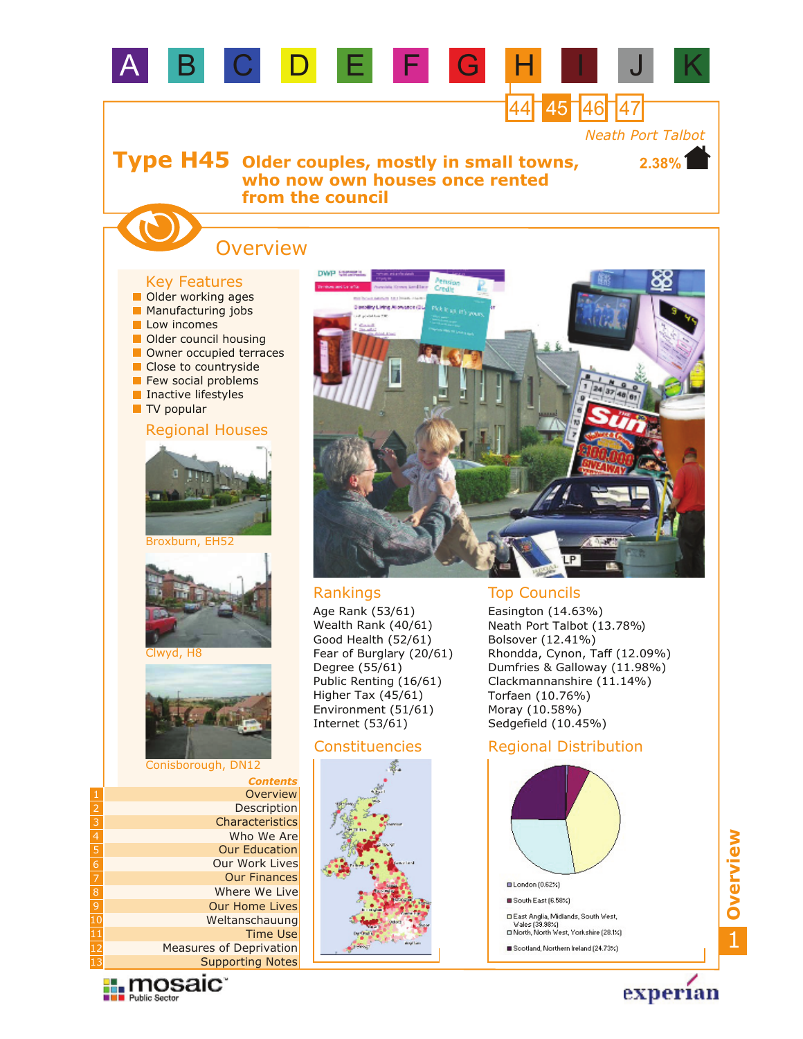A B C D E F G H I J K

44 45 46 47

Neath Port Talbot

# Type H45 Older couples, mostly in small towns, who now own houses once rented from the council

2.38%

## Overview

### Key Features

- Older working ages
- Manufacturing jobs
- Low incomes
- Older council housing
- Owner occupied terraces
- Close to countryside
- Few social problems
- Inactive lifestyles
- TV popular

### Regional Houses

Broxburn, EH52

Clwyd, H8

Conisborough, DN12

### Rankings

Age Rank (53/61)
Wealth Rank (40/61)
Good Health (52/61)
Fear of Burglary (20/61)
Degree (55/61)
Public Renting (16/61)
Higher Tax (45/61)
Environment (51/61)
Internet (53/61)

### Top Councils

Easington (14.63%)
Neath Port Talbot (13.78%)
Bolsover (12.41%)
Rhondda, Cynon, Taff (12.09%)
Dumfries & Galloway (11.98%)
Clackmannanshire (11.14%)
Torfaen (10.76%)
Moray (10.58%)
Sedgefield (10.45%)

### Constituencies

### Regional Distribution

- London (0.62%)
- South East (6.58%)
- East Anglia, Midlands, South West, Wales (39.98%)
- North, North West, Yorkshire (28.1%)
- Scotland, Northern Ireland (24.73%)

### Contents

1. Overview
2. Description
3. Characteristics
4. Who We Are
5. Our Education
6. Our Work Lives
7. Our Finances
8. Where We Live
9. Our Home Lives
10. Weltanschauung
11. Time Use
12. Measures of Deprivation
13. Supporting Notes

mosaic Public Sector

experian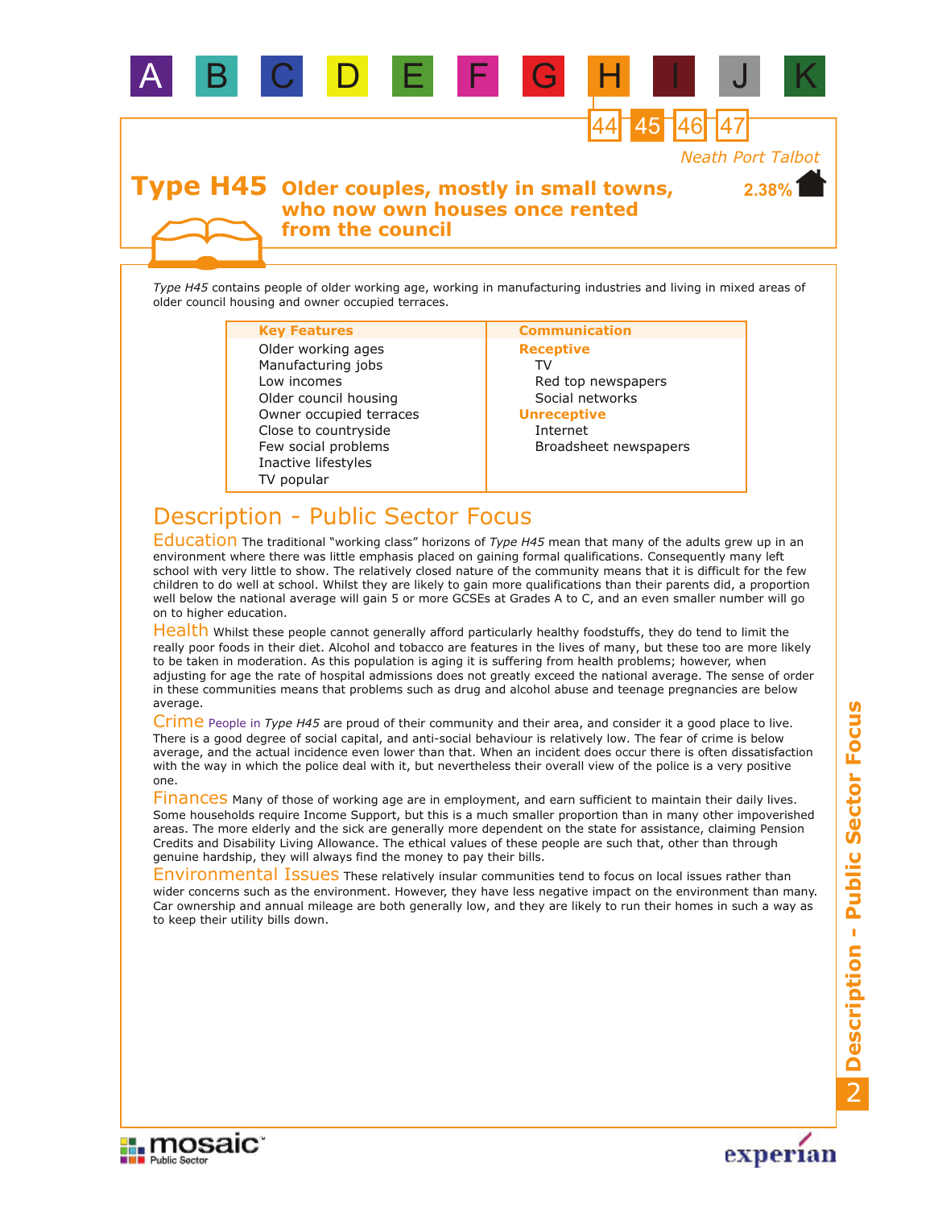# Type H45 Older couples, mostly in small towns, who now own houses once rented from the council

Neath Port Talbot

2.38%

*Type H45* contains people of older working age, working in manufacturing industries and living in mixed areas of older council housing and owner occupied terraces.

| Key Features | Communication |
|---|---|
| Older working ages | **Receptive** |
| Manufacturing jobs | TV |
| Low incomes | Red top newspapers |
| Older council housing | Social networks |
| Owner occupied terraces | **Unreceptive** |
| Close to countryside | Internet |
| Few social problems | Broadsheet newspapers |
| Inactive lifestyles | |
| TV popular | |

## Description - Public Sector Focus

### Education

The traditional "working class" horizons of *Type H45* mean that many of the adults grew up in an environment where there was little emphasis placed on gaining formal qualifications. Consequently many left school with very little to show. The relatively closed nature of the community means that it is difficult for the few children to do well at school. Whilst they are likely to gain more qualifications than their parents did, a proportion well below the national average will gain 5 or more GCSEs at Grades A to C, and an even smaller number will go on to higher education.

### Health

Whilst these people cannot generally afford particularly healthy foodstuffs, they do tend to limit the really poor foods in their diet. Alcohol and tobacco are features in the lives of many, but these too are more likely to be taken in moderation. As this population is aging it is suffering from health problems; however, when adjusting for age the rate of hospital admissions does not greatly exceed the national average. The sense of order in these communities means that problems such as drug and alcohol abuse and teenage pregnancies are below average.

### Crime

People in *Type H45* are proud of their community and their area, and consider it a good place to live. There is a good degree of social capital, and anti-social behaviour is relatively low. The fear of crime is below average, and the actual incidence even lower than that. When an incident does occur there is often dissatisfaction with the way in which the police deal with it, but nevertheless their overall view of the police is a very positive one.

### Finances

Many of those of working age are in employment, and earn sufficient to maintain their daily lives. Some households require Income Support, but this is a much smaller proportion than in many other impoverished areas. The more elderly and the sick are generally more dependent on the state for assistance, claiming Pension Credits and Disability Living Allowance. The ethical values of these people are such that, other than through genuine hardship, they will always find the money to pay their bills.

### Environmental Issues

These relatively insular communities tend to focus on local issues rather than wider concerns such as the environment. However, they have less negative impact on the environment than many. Car ownership and annual mileage are both generally low, and they are likely to run their homes in such a way as to keep their utility bills down.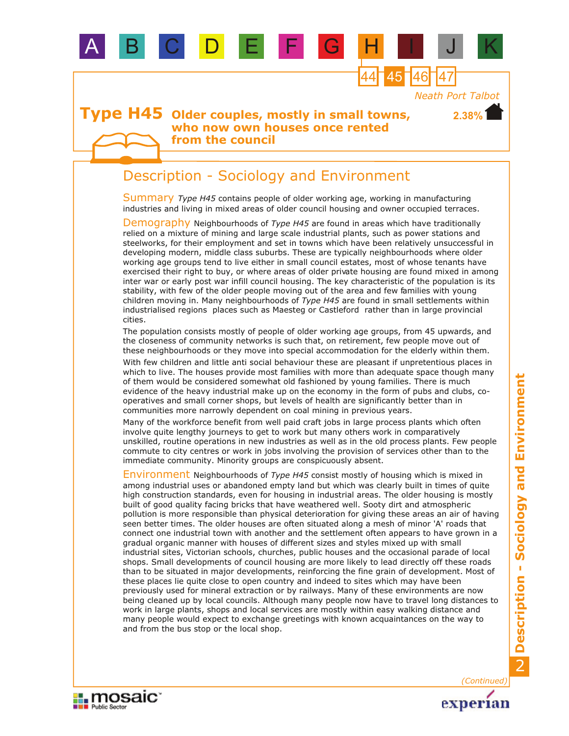# Type H45 Older couples, mostly in small towns, who now own houses once rented from the council

Neath Port Talbot

2.38%

## Description - Sociology and Environment

**Summary** *Type H45* contains people of older working age, working in manufacturing industries and living in mixed areas of older council housing and owner occupied terraces.

**Demography** Neighbourhoods of *Type H45* are found in areas which have traditionally relied on a mixture of mining and large scale industrial plants, such as power stations and steelworks, for their employment and set in towns which have been relatively unsuccessful in developing modern, middle class suburbs. These are typically neighbourhoods where older working age groups tend to live either in small council estates, most of whose tenants have exercised their right to buy, or where areas of older private housing are found mixed in among inter war or early post war infill council housing. The key characteristic of the population is its stability, with few of the older people moving out of the area and few families with young children moving in. Many neighbourhoods of *Type H45* are found in small settlements within industrialised regions places such as Maesteg or Castleford rather than in large provincial cities.

The population consists mostly of people of older working age groups, from 45 upwards, and the closeness of community networks is such that, on retirement, few people move out of these neighbourhoods or they move into special accommodation for the elderly within them.

With few children and little anti social behaviour these are pleasant if unpretentious places in which to live. The houses provide most families with more than adequate space though many of them would be considered somewhat old fashioned by young families. There is much evidence of the heavy industrial make up on the economy in the form of pubs and clubs, co-operatives and small corner shops, but levels of health are significantly better than in communities more narrowly dependent on coal mining in previous years.

Many of the workforce benefit from well paid craft jobs in large process plants which often involve quite lengthy journeys to get to work but many others work in comparatively unskilled, routine operations in new industries as well as in the old process plants. Few people commute to city centres or work in jobs involving the provision of services other than to the immediate community. Minority groups are conspicuously absent.

**Environment** Neighbourhoods of *Type H45* consist mostly of housing which is mixed in among industrial uses or abandoned empty land but which was clearly built in times of quite high construction standards, even for housing in industrial areas. The older housing is mostly built of good quality facing bricks that have weathered well. Sooty dirt and atmospheric pollution is more responsible than physical deterioration for giving these areas an air of having seen better times. The older houses are often situated along a mesh of minor 'A' roads that connect one industrial town with another and the settlement often appears to have grown in a gradual organic manner with houses of different sizes and styles mixed up with small industrial sites, Victorian schools, churches, public houses and the occasional parade of local shops. Small developments of council housing are more likely to lead directly off these roads than to be situated in major developments, reinforcing the fine grain of development. Most of these places lie quite close to open country and indeed to sites which may have been previously used for mineral extraction or by railways. Many of these environments are now being cleaned up by local councils. Although many people now have to travel long distances to work in large plants, shops and local services are mostly within easy walking distance and many people would expect to exchange greetings with known acquaintances on the way to and from the bus stop or the local shop.

*(Continued)*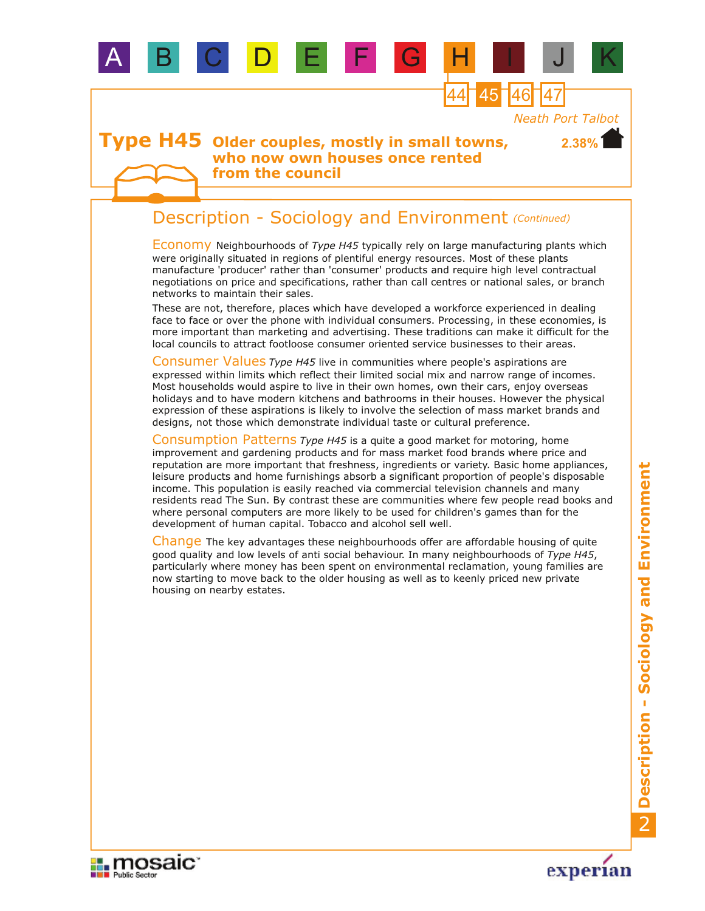Neath Port Talbot

# Type H45 Older couples, mostly in small towns, who now own houses once rented from the council

2.38%

## Description - Sociology and Environment *(Continued)*

**Economy** Neighbourhoods of *Type H45* typically rely on large manufacturing plants which were originally situated in regions of plentiful energy resources. Most of these plants manufacture 'producer' rather than 'consumer' products and require high level contractual negotiations on price and specifications, rather than call centres or national sales, or branch networks to maintain their sales.

These are not, therefore, places which have developed a workforce experienced in dealing face to face or over the phone with individual consumers. Processing, in these economies, is more important than marketing and advertising. These traditions can make it difficult for the local councils to attract footloose consumer oriented service businesses to their areas.

**Consumer Values** *Type H45* live in communities where people's aspirations are expressed within limits which reflect their limited social mix and narrow range of incomes. Most households would aspire to live in their own homes, own their cars, enjoy overseas holidays and to have modern kitchens and bathrooms in their houses. However the physical expression of these aspirations is likely to involve the selection of mass market brands and designs, not those which demonstrate individual taste or cultural preference.

**Consumption Patterns** *Type H45* is a quite a good market for motoring, home improvement and gardening products and for mass market food brands where price and reputation are more important that freshness, ingredients or variety. Basic home appliances, leisure products and home furnishings absorb a significant proportion of people's disposable income. This population is easily reached via commercial television channels and many residents read The Sun. By contrast these are communities where few people read books and where personal computers are more likely to be used for children's games than for the development of human capital. Tobacco and alcohol sell well.

**Change** The key advantages these neighbourhoods offer are affordable housing of quite good quality and low levels of anti social behaviour. In many neighbourhoods of *Type H45*, particularly where money has been spent on environmental reclamation, young families are now starting to move back to the older housing as well as to keenly priced new private housing on nearby estates.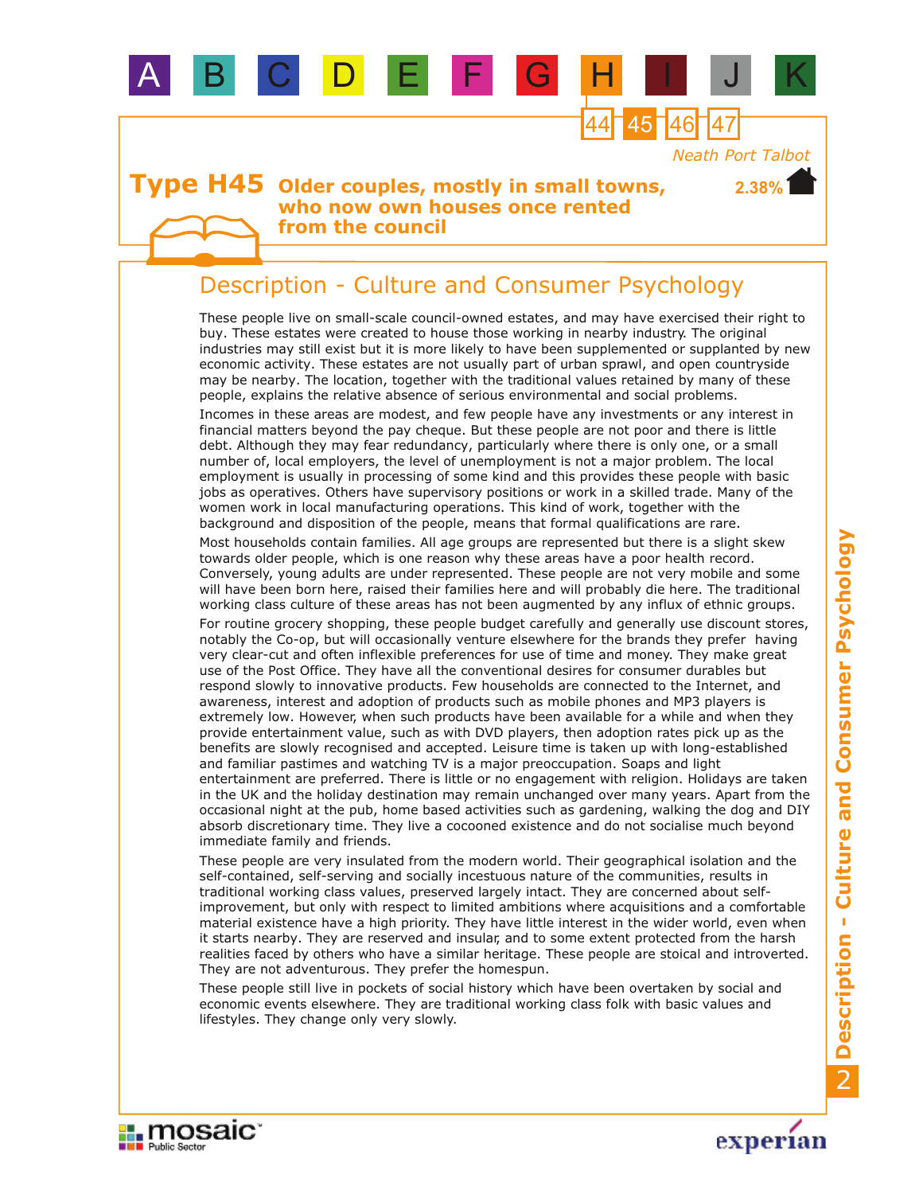A B C D E F G H I J K

44 45 46 47

*Neath Port Talbot*

# Type H45 Older couples, mostly in small towns, who now own houses once rented from the council

**2.38%**

## Description - Culture and Consumer Psychology

These people live on small-scale council-owned estates, and may have exercised their right to buy. These estates were created to house those working in nearby industry. The original industries may still exist but it is more likely to have been supplemented or supplanted by new economic activity. These estates are not usually part of urban sprawl, and open countryside may be nearby. The location, together with the traditional values retained by many of these people, explains the relative absence of serious environmental and social problems.

Incomes in these areas are modest, and few people have any investments or any interest in financial matters beyond the pay cheque. But these people are not poor and there is little debt. Although they may fear redundancy, particularly where there is only one, or a small number of, local employers, the level of unemployment is not a major problem. The local employment is usually in processing of some kind and this provides these people with basic jobs as operatives. Others have supervisory positions or work in a skilled trade. Many of the women work in local manufacturing operations. This kind of work, together with the background and disposition of the people, means that formal qualifications are rare.

Most households contain families. All age groups are represented but there is a slight skew towards older people, which is one reason why these areas have a poor health record. Conversely, young adults are under represented. These people are not very mobile and some will have been born here, raised their families here and will probably die here. The traditional working class culture of these areas has not been augmented by any influx of ethnic groups.

For routine grocery shopping, these people budget carefully and generally use discount stores, notably the Co-op, but will occasionally venture elsewhere for the brands they prefer having very clear-cut and often inflexible preferences for use of time and money. They make great use of the Post Office. They have all the conventional desires for consumer durables but respond slowly to innovative products. Few households are connected to the Internet, and awareness, interest and adoption of products such as mobile phones and MP3 players is extremely low. However, when such products have been available for a while and when they provide entertainment value, such as with DVD players, then adoption rates pick up as the benefits are slowly recognised and accepted. Leisure time is taken up with long-established and familiar pastimes and watching TV is a major preoccupation. Soaps and light entertainment are preferred. There is little or no engagement with religion. Holidays are taken in the UK and the holiday destination may remain unchanged over many years. Apart from the occasional night at the pub, home based activities such as gardening, walking the dog and DIY absorb discretionary time. They live a cocooned existence and do not socialise much beyond immediate family and friends.

These people are very insulated from the modern world. Their geographical isolation and the self-contained, self-serving and socially incestuous nature of the communities, results in traditional working class values, preserved largely intact. They are concerned about self-improvement, but only with respect to limited ambitions where acquisitions and a comfortable material existence have a high priority. They have little interest in the wider world, even when it starts nearby. They are reserved and insular, and to some extent protected from the harsh realities faced by others who have a similar heritage. These people are stoical and introverted. They are not adventurous. They prefer the homespun.

These people still live in pockets of social history which have been overtaken by social and economic events elsewhere. They are traditional working class folk with basic values and lifestyles. They change only very slowly.